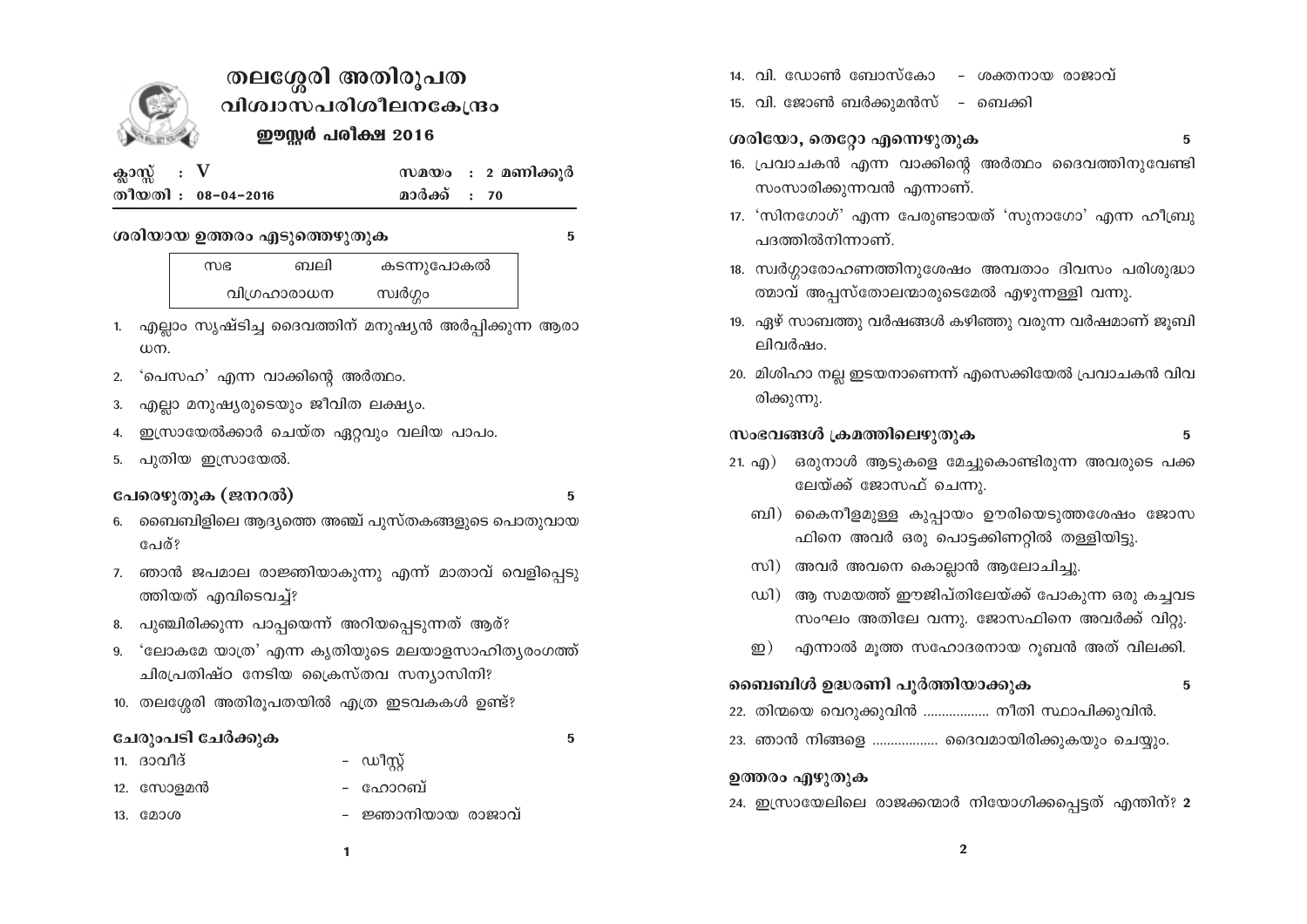# തലശ്ശേരി അതിരൂപത
## വിശ്വാസപരിശീലനകേന്ദ്രം
### ഈസ്റ്റർ പരീക്ഷ 2016

| ക്ലാസ്സ് : V | സമയം : 2 മണിക്കൂർ |
|---|---|
| തീയതി : 08-04-2016 | മാർക്ക് : 70 |

**ശരിയായ ഉത്തരം എടുത്തെഴുതുക** 5

| സഭ | ബലി | കടന്നുപോകൽ |
|---|---|---|
| വിഗ്രഹാരാധന | സ്വർഗ്ഗം | |

1. എല്ലാം സൃഷ്ടിച്ച ദൈവത്തിന് മനുഷ്യൻ അർപ്പിക്കുന്ന ആരാധന.
2. 'പെസഹ' എന്ന വാക്കിന്റെ അർത്ഥം.
3. എല്ലാ മനുഷ്യരുടെയും ജീവിത ലക്ഷ്യം.
4. ഇസ്രായേൽക്കാർ ചെയ്ത ഏറ്റവും വലിയ പാപം.
5. പുതിയ ഇസ്രായേൽ.

**പേരെഴുതുക (ജനറൽ)** 5

6. ബൈബിളിലെ ആദ്യത്തെ അഞ്ച് പുസ്തകങ്ങളുടെ പൊതുവായ പേര്?
7. ഞാൻ ജപമാല രാജ്ഞിയാകുന്നു എന്ന് മാതാവ് വെളിപ്പെടുത്തിയത് എവിടെവച്ച്?
8. പുഞ്ചിരിക്കുന്ന പാപ്പയെന്ന് അറിയപ്പെടുന്നത് ആര്?
9. 'ലോകമേ യാത്ര' എന്ന കൃതിയുടെ മലയാളസാഹിത്യരംഗത്ത് ചിരപ്രതിഷ്ഠ നേടിയ ക്രൈസ്തവ സന്യാസിനി?
10. തലശ്ശേരി അതിരൂപതയിൽ എത്ര ഇടവകകൾ ഉണ്ട്?

**ചേരുംപടി ചേർക്കുക** 5

11. ദാവീദ് - ഡീസ്റ്റ്
12. സോളമൻ - ഹോറബ്
13. മോശ - ജ്ഞാനിയായ രാജാവ്
14. വി. ഡോൺ ബോസ്കോ - ശക്തനായ രാജാവ്
15. വി. ജോൺ ബർക്കുമൻസ് - ബെക്കി

**ശരിയോ, തെറ്റോ എന്നെഴുതുക** 5

16. പ്രവാചകൻ എന്ന വാക്കിന്റെ അർത്ഥം ദൈവത്തിനുവേണ്ടി സംസാരിക്കുന്നവൻ എന്നാണ്.
17. 'സിനഗോഗ്' എന്ന പേരുണ്ടായത് 'സുനാഗോ' എന്ന ഹീബ്രു പദത്തിൽനിന്നാണ്.
18. സ്വർഗ്ഗാരോഹണത്തിനുശേഷം അമ്പതാം ദിവസം പരിശുദ്ധാത്മാവ് അപ്പസ്തോലന്മാരുടെമേൽ എഴുന്നള്ളി വന്നു.
19. ഏഴ് സാബത്തു വർഷങ്ങൾ കഴിഞ്ഞു വരുന്ന വർഷമാണ് ജൂബിലിവർഷം.
20. മിശിഹാ നല്ല ഇടയനാണെന്ന് എസെക്കിയേൽ പ്രവാചകൻ വിവരിക്കുന്നു.

**സംഭവങ്ങൾ ക്രമത്തിലെഴുതുക** 5

21. എ) ഒരുനാൾ ആടുകളെ മേച്ചുകൊണ്ടിരുന്ന അവരുടെ പക്കലേയ്ക്ക് ജോസഫ് ചെന്നു.
    ബി) കൈനീളമുള്ള കുപ്പായം ഊരിയെടുത്തശേഷം ജോസഫിനെ അവർ ഒരു പൊട്ടക്കിണറ്റിൽ തള്ളിയിട്ടു.
    സി) അവർ അവനെ കൊല്ലാൻ ആലോചിച്ചു.
    ഡി) ആ സമയത്ത് ഈജിപ്തിലേയ്ക്ക് പോകുന്ന ഒരു കച്ചവടസംഘം അതിലേ വന്നു. ജോസഫിനെ അവർക്ക് വിറ്റു.
    ഇ) എന്നാൽ മൂത്ത സഹോദരനായ റൂബൻ അത് വിലക്കി.

**ബൈബിൾ ഉദ്ധരണി പൂർത്തിയാക്കുക** 5

22. തിന്മയെ വെറുക്കുവിൻ .................. നീതി സ്ഥാപിക്കുവിൻ.
23. ഞാൻ നിങ്ങളെ .................. ദൈവമായിരിക്കുകയും ചെയ്യും.

**ഉത്തരം എഴുതുക**

24. ഇസ്രായേലിലെ രാജക്കന്മാർ നിയോഗിക്കപ്പെട്ടത് എന്തിന്? 2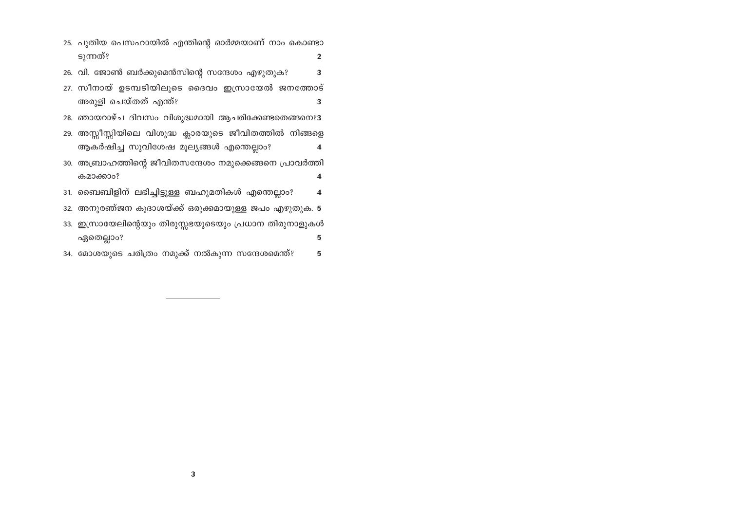25. പുതിയ പെസഹായിൽ എന്തിന്റെ ഓർമ്മയാണ് നാം കൊണ്ടാടുന്നത്? **2**
26. വി. ജോൺ ബർക്കുമെൻസിന്റെ സന്ദേശം എഴുതുക? **3**
27. സീനായ് ഉടമ്പടിയിലൂടെ ദൈവം ഇസ്രായേൽ ജനത്തോട് അരുളി ചെയ്തത് എന്ത്? **3**
28. ഞായറാഴ്ച ദിവസം വിശുദ്ധമായി ആചരിക്കേണ്ടതെങ്ങനെ? **3**
29. അസ്സീസ്സിയിലെ വിശുദ്ധ ക്ലാരയുടെ ജീവിതത്തിൽ നിങ്ങളെ ആകർഷിച്ച സുവിശേഷ മൂല്യങ്ങൾ എന്തെല്ലാം? **4**
30. അബ്രാഹത്തിന്റെ ജീവിതസന്ദേശം നമുക്കെങ്ങനെ പ്രാവർത്തികമാക്കാം? **4**
31. ബൈബിളിന് ലഭിച്ചിട്ടുള്ള ബഹുമതികൾ എന്തെല്ലാം? **4**
32. അനുരഞ്ജന കൂദാശയ്ക്ക് ഒരുക്കമായുള്ള ജപം എഴുതുക. **5**
33. ഇസ്രായേലിന്റെയും തിരുസ്സഭയുടെയും പ്രധാന തിരുനാളുകൾ ഏതെല്ലാം? **5**
34. മോശയുടെ ചരിത്രം നമുക്ക് നൽകുന്ന സന്ദേശമെന്ത്? **5**

---